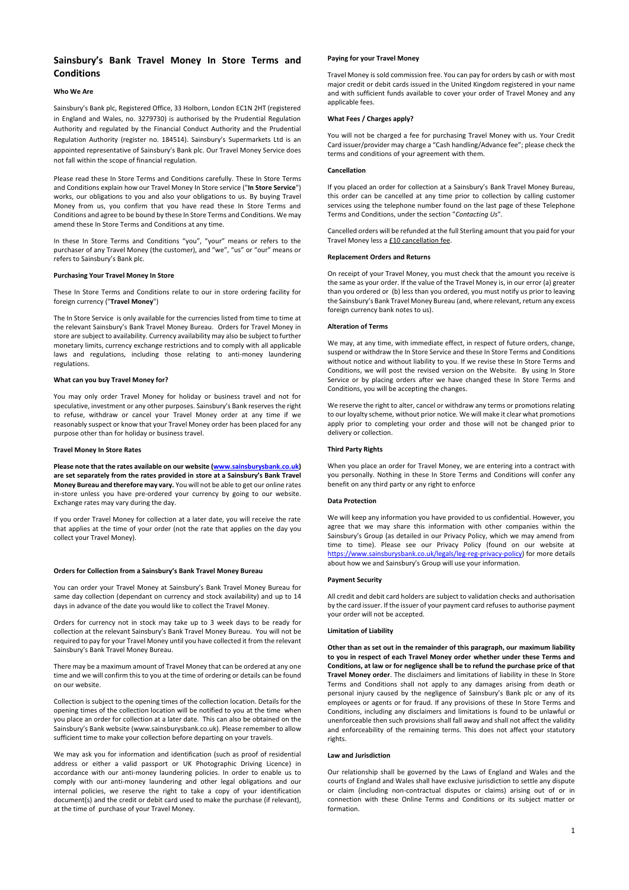# Sainsbury's Bank Travel Money In Store Terms and Conditions

### Who We Are

Sainsbury's Bank plc, Registered Office, 33 Holborn, London EC1N 2HT (registered in England and Wales, no. 3279730) is authorised by the Prudential Regulation Authority and regulated by the Financial Conduct Authority and the Prudential Regulation Authority (register no. 184514). Sainsbury's Supermarkets Ltd is an appointed representative of Sainsbury's Bank plc. Our Travel Money Service does not fall within the scope of financial regulation.

Please read these In Store Terms and Conditions carefully. These In Store Terms and Conditions explain how our Travel Money In Store service ("**In Store Service**") works, our obligations to you and also your obligations to us. By buying Travel Money from us, you confirm that you have read these In Store Terms and Conditions and agree to be bound by these In Store Terms and Conditions. We may amend these In Store Terms and Conditions at any time.

In these In Store Terms and Conditions "you", "your" means or refers to the purchaser of any Travel Money (the customer), and "we", "us" or "our" means or refers to Sainsbury's Bank plc.

### Purchasing Your Travel Money In Store

These In Store Terms and Conditions relate to our in store ordering facility for foreign currency ("**Travel Money**")

The In Store Service is only available for the currencies listed from time to time at the relevant Sainsbury's Bank Travel Money Bureau. Orders for Travel Money in store are subject to availability. Currency availability may also be subject to further monetary limits, currency exchange restrictions and to comply with all applicable laws and regulations, including those relating to anti-money laundering regulations.

### What can you buy Travel Money for?

You may only order Travel Money for holiday or business travel and not for speculative, investment or any other purposes. Sainsbury's Bank reserves the right to refuse, withdraw or cancel your Travel Money order at any time if we reasonably suspect or know that your Travel Money order has been placed for any purpose other than for holiday or business travel.

### Travel Money In Store Rates

**Please note that the rates available on our website (www.sainsburysbank.co.uk) are set separately from the rates provided in store at a Sainsbury's Bank Travel Money Bureau and therefore may vary.** You will not be able to get our online rates in-store unless you have pre-ordered your currency by going to our website. Exchange rates may vary during the day.

If you order Travel Money for collection at a later date, you will receive the rate that applies at the time of your order (not the rate that applies on the day you collect your Travel Money).

### Orders for Collection from a Sainsbury's Bank Travel Money Bureau

You can order your Travel Money at Sainsbury's Bank Travel Money Bureau for same day collection (dependant on currency and stock availability) and up to 14 days in advance of the date you would like to collect the Travel Money.

Orders for currency not in stock may take up to 3 week days to be ready for collection at the relevant Sainsbury's Bank Travel Money Bureau. You will not be required to pay for your Travel Money until you have collected it from the relevant Sainsbury's Bank Travel Money Bureau.

There may be a maximum amount of Travel Money that can be ordered at any one time and we will confirm this to you at the time of ordering or details can be found on our website.

Collection is subject to the opening times of the collection location. Details for the opening times of the collection location will be notified to you at the time when you place an order for collection at a later date. This can also be obtained on the Sainsbury's Bank website (www.sainsburysbank.co.uk). Please remember to allow sufficient time to make your collection before departing on your travels.

We may ask you for information and identification (such as proof of residential address or either a valid passport or UK Photographic Driving Licence) in accordance with our anti-money laundering policies. In order to enable us to comply with our anti-money laundering and other legal obligations and our internal policies, we reserve the right to take a copy of your identification document(s) and the credit or debit card used to make the purchase (if relevant), at the time of purchase of your Travel Money.

### Paying for your Travel Money

Travel Money is sold commission free. You can pay for orders by cash or with most major credit or debit cards issued in the United Kingdom registered in your name and with sufficient funds available to cover your order of Travel Money and any applicable fees.

### What Fees / Charges apply?

You will not be charged a fee for purchasing Travel Money with us. Your Credit Card issuer/provider may charge a "Cash handling/Advance fee"; please check the terms and conditions of your agreement with them.

### Cancellation

If you placed an order for collection at a Sainsbury's Bank Travel Money Bureau, this order can be cancelled at any time prior to collection by calling customer services using the telephone number found on the last page of these Telephone Terms and Conditions, under the section "*Contacting Us*".

Cancelled orders will be refunded at the full Sterling amount that you paid for your Travel Money less a £10 cancellation fee.

### Replacement Orders and Returns

On receipt of your Travel Money, you must check that the amount you receive is the same as your order. If the value of the Travel Money is, in our error (a) greater than you ordered or (b) less than you ordered, you must notify us prior to leaving the Sainsbury's Bank Travel Money Bureau (and, where relevant, return any excess foreign currency bank notes to us).

### Alteration of Terms

We may, at any time, with immediate effect, in respect of future orders, change, suspend or withdraw the In Store Service and these In Store Terms and Conditions without notice and without liability to you. If we revise these In Store Terms and Conditions, we will post the revised version on the Website. By using In Store Service or by placing orders after we have changed these In Store Terms and Conditions, you will be accepting the changes.

We reserve the right to alter, cancel or withdraw any terms or promotions relating to our loyalty scheme, without prior notice. We will make it clear what promotions apply prior to completing your order and those will not be changed prior to delivery or collection.

### Third Party Rights

When you place an order for Travel Money, we are entering into a contract with you personally. Nothing in these In Store Terms and Conditions will confer any benefit on any third party or any right to enforce

### Data Protection

We will keep any information you have provided to us confidential. However, you agree that we may share this information with other companies within the Sainsbury's Group (as detailed in our Privacy Policy, which we may amend from time to time). Please see our Privacy Policy (found on our website at https://www.sainsburysbank.co.uk/legals/leg-reg-privacy-policy) for more details about how we and Sainsbury's Group will use your information.

### Payment Security

All credit and debit card holders are subject to validation checks and authorisation by the card issuer. If the issuer of your payment card refuses to authorise payment your order will not be accepted.

### Limitation of Liability

**Other than as set out in the remainder of this paragraph, our maximum liability to you in respect of each Travel Money order whether under these Terms and Conditions, at law or for negligence shall be to refund the purchase price of that Travel Money order**. The disclaimers and limitations of liability in these In Store Terms and Conditions shall not apply to any damages arising from death or personal injury caused by the negligence of Sainsbury's Bank plc or any of its employees or agents or for fraud. If any provisions of these In Store Terms and Conditions, including any disclaimers and limitations is found to be unlawful or unenforceable then such provisions shall fall away and shall not affect the validity and enforceability of the remaining terms. This does not affect your statutory rights.

### Law and Jurisdiction

Our relationship shall be governed by the Laws of England and Wales and the courts of England and Wales shall have exclusive jurisdiction to settle any dispute or claim (including non-contractual disputes or claims) arising out of or in connection with these Online Terms and Conditions or its subject matter or formation.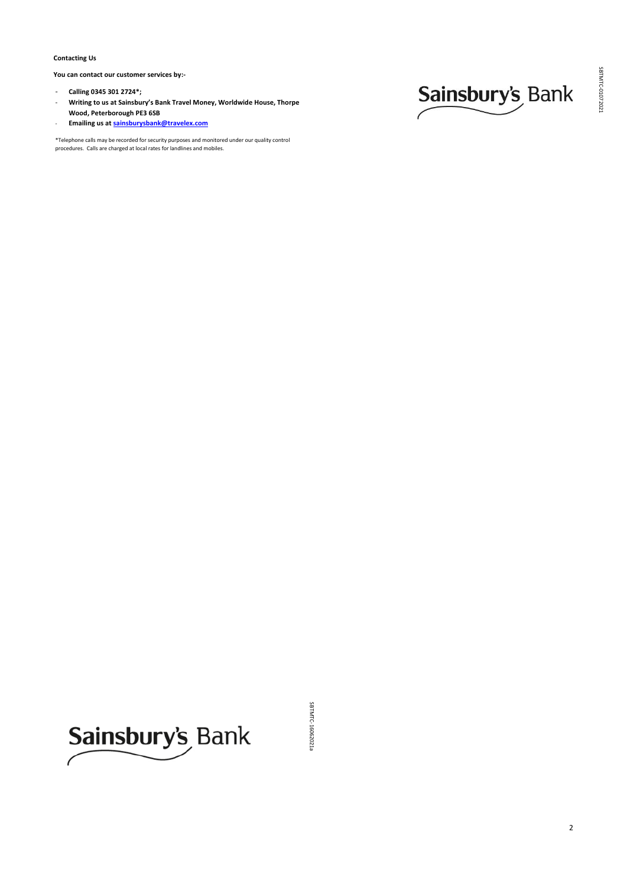**Contacting Us**

**You can contact our customer services by:-**

- **Calling 0345 301 2724*;**
- **Writing to us at Sainsbury's Bank Travel Money, Worldwide House, Thorpe Wood, Peterborough PE3 6SB**
- **Emailing us at [sainsburysbank@travelex.com](mailto:sainsburysbank@travelex.com)**

*Telephone calls may be recorded for security purposes and monitored under our quality control procedures. Calls are charged at local rates for landlines and mobiles.

SBTMTC-01072021

SBTMTC-16062021a